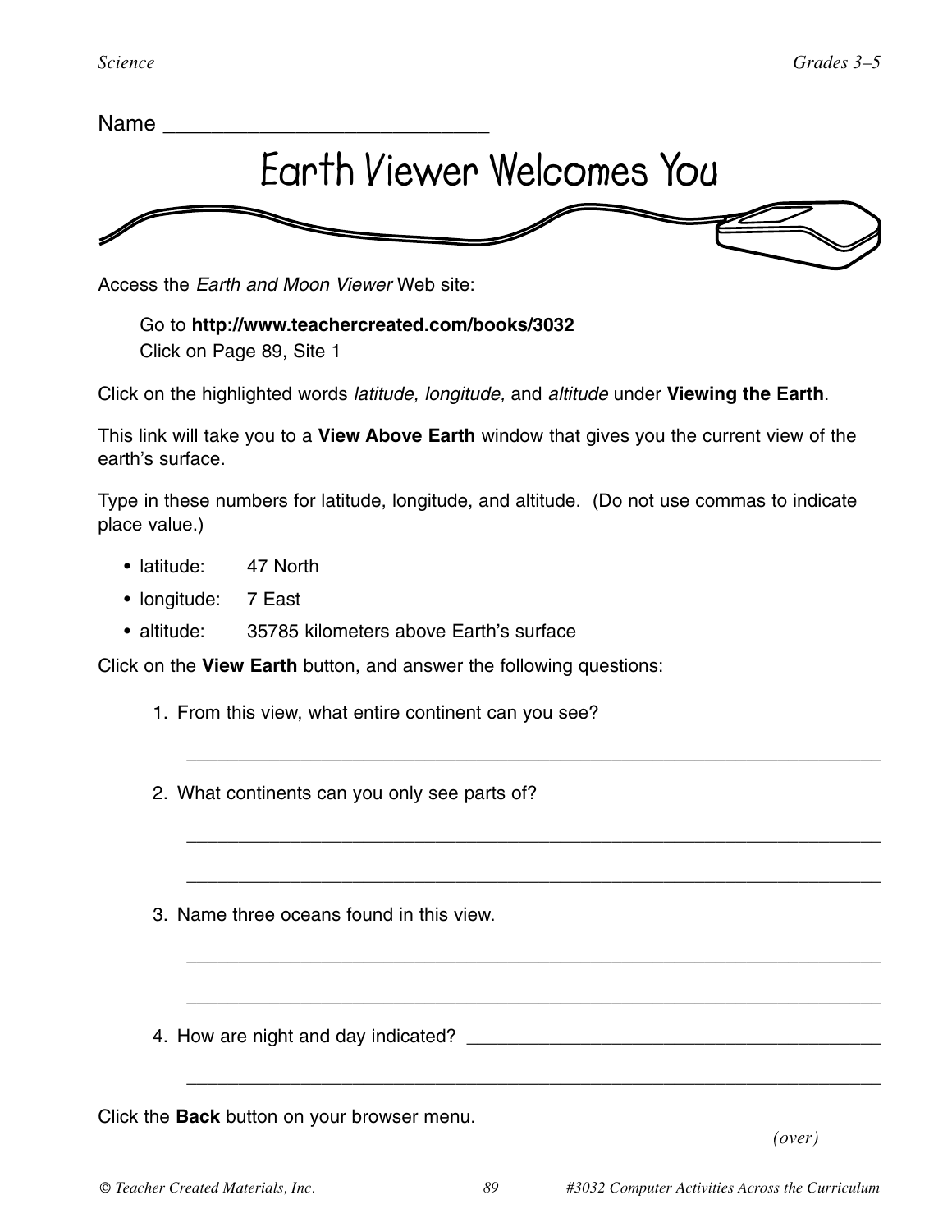Name ___________________________

# Earth Viewer Welcomes You

Access the *Earth and Moon Viewer* Web site:

> Go to **http://www.teachercreated.com/books/3032**
> Click on Page 89, Site 1

Click on the highlighted words *latitude, longitude,* and *altitude* under **Viewing the Earth**.

This link will take you to a **View Above Earth** window that gives you the current view of the earth's surface.

Type in these numbers for latitude, longitude, and altitude. (Do not use commas to indicate place value.)

- latitude: 47 North
- longitude: 7 East
- altitude: 35785 kilometers above Earth's surface

Click on the **View Earth** button, and answer the following questions:

1. From this view, what entire continent can you see?

   ___________________________________________________________

2. What continents can you only see parts of?

   ___________________________________________________________

   ___________________________________________________________

3. Name three oceans found in this view.

   ___________________________________________________________

   ___________________________________________________________

4. How are night and day indicated? ___________________________________

   ___________________________________________________________

Click the **Back** button on your browser menu.

*(over)*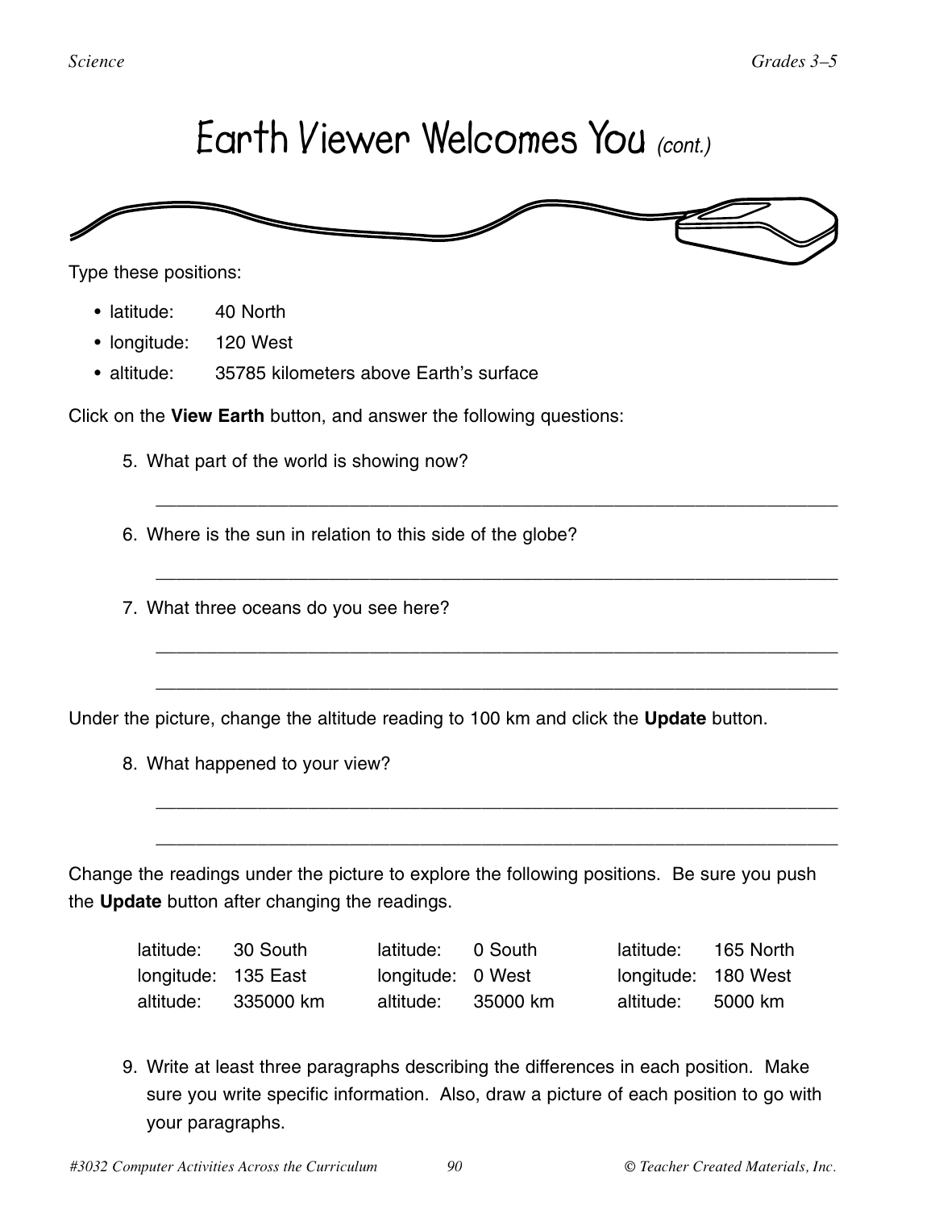# Earth Viewer Welcomes You *(cont.)*

Type these positions:

- latitude: 40 North
- longitude: 120 West
- altitude: 35785 kilometers above Earth's surface

Click on the **View Earth** button, and answer the following questions:

5. What part of the world is showing now?

 ______________________________________________________________________

6. Where is the sun in relation to this side of the globe?

 ______________________________________________________________________

7. What three oceans do you see here?

 ______________________________________________________________________

 ______________________________________________________________________

Under the picture, change the altitude reading to 100 km and click the **Update** button.

8. What happened to your view?

 ______________________________________________________________________

 ______________________________________________________________________

Change the readings under the picture to explore the following positions. Be sure you push the **Update** button after changing the readings.

| | | | | | |
|---|---|---|---|---|---|
| latitude: | 30 South | latitude: | 0 South | latitude: | 165 North |
| longitude: | 135 East | longitude: | 0 West | longitude: | 180 West |
| altitude: | 335000 km | altitude: | 35000 km | altitude: | 5000 km |

9. Write at least three paragraphs describing the differences in each position. Make sure you write specific information. Also, draw a picture of each position to go with your paragraphs.